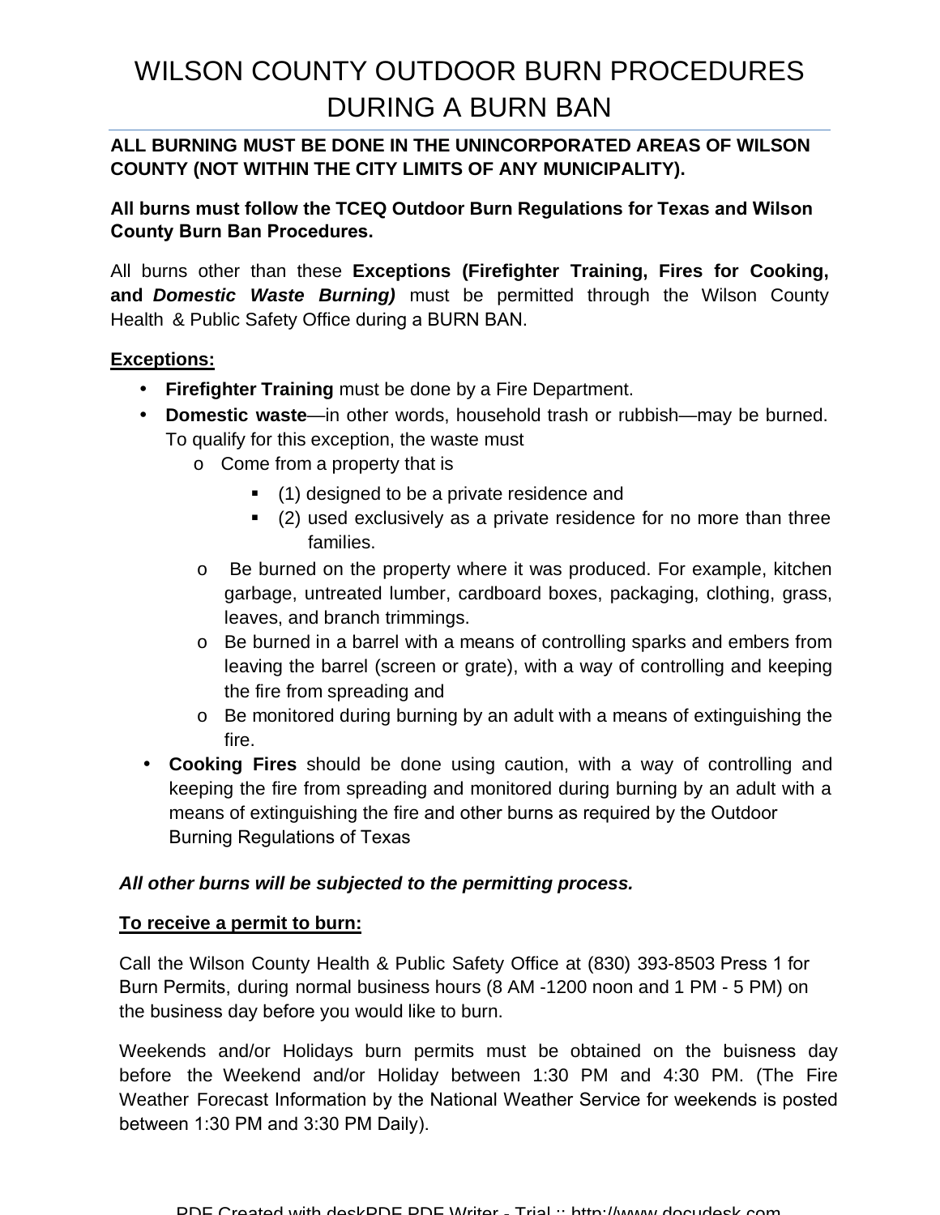# WILSON COUNTY OUTDOOR BURN PROCEDURES DURING A BURN BAN

**ALL BURNING MUST BE DONE IN THE UNINCORPORATED AREAS OF WILSON COUNTY (NOT WITHIN THE CITY LIMITS OF ANY MUNICIPALITY).**

**All burns must follow the TCEQ Outdoor Burn Regulations for Texas and Wilson County Burn Ban Procedures.**

All burns other than these **Exceptions (Firefighter Training, Fires for Cooking, and *Domestic Waste Burning)*** must be permitted through the Wilson County Health & Public Safety Office during a BURN BAN.

**Exceptions:**

- **Firefighter Training** must be done by a Fire Department.
- **Domestic waste**—in other words, household trash or rubbish—may be burned. To qualify for this exception, the waste must
  - Come from a property that is
    - (1) designed to be a private residence and
    - (2) used exclusively as a private residence for no more than three families.
  - Be burned on the property where it was produced. For example, kitchen garbage, untreated lumber, cardboard boxes, packaging, clothing, grass, leaves, and branch trimmings.
  - Be burned in a barrel with a means of controlling sparks and embers from leaving the barrel (screen or grate), with a way of controlling and keeping the fire from spreading and
  - Be monitored during burning by an adult with a means of extinguishing the fire.
- **Cooking Fires** should be done using caution, with a way of controlling and keeping the fire from spreading and monitored during burning by an adult with a means of extinguishing the fire and other burns as required by the Outdoor Burning Regulations of Texas

***All other burns will be subjected to the permitting process.***

**To receive a permit to burn:**

Call the Wilson County Health & Public Safety Office at (830) 393-8503 Press 1 for Burn Permits, during normal business hours (8 AM -1200 noon and 1 PM - 5 PM) on the business day before you would like to burn.

Weekends and/or Holidays burn permits must be obtained on the buisness day before the Weekend and/or Holiday between 1:30 PM and 4:30 PM. (The Fire Weather Forecast Information by the National Weather Service for weekends is posted between 1:30 PM and 3:30 PM Daily).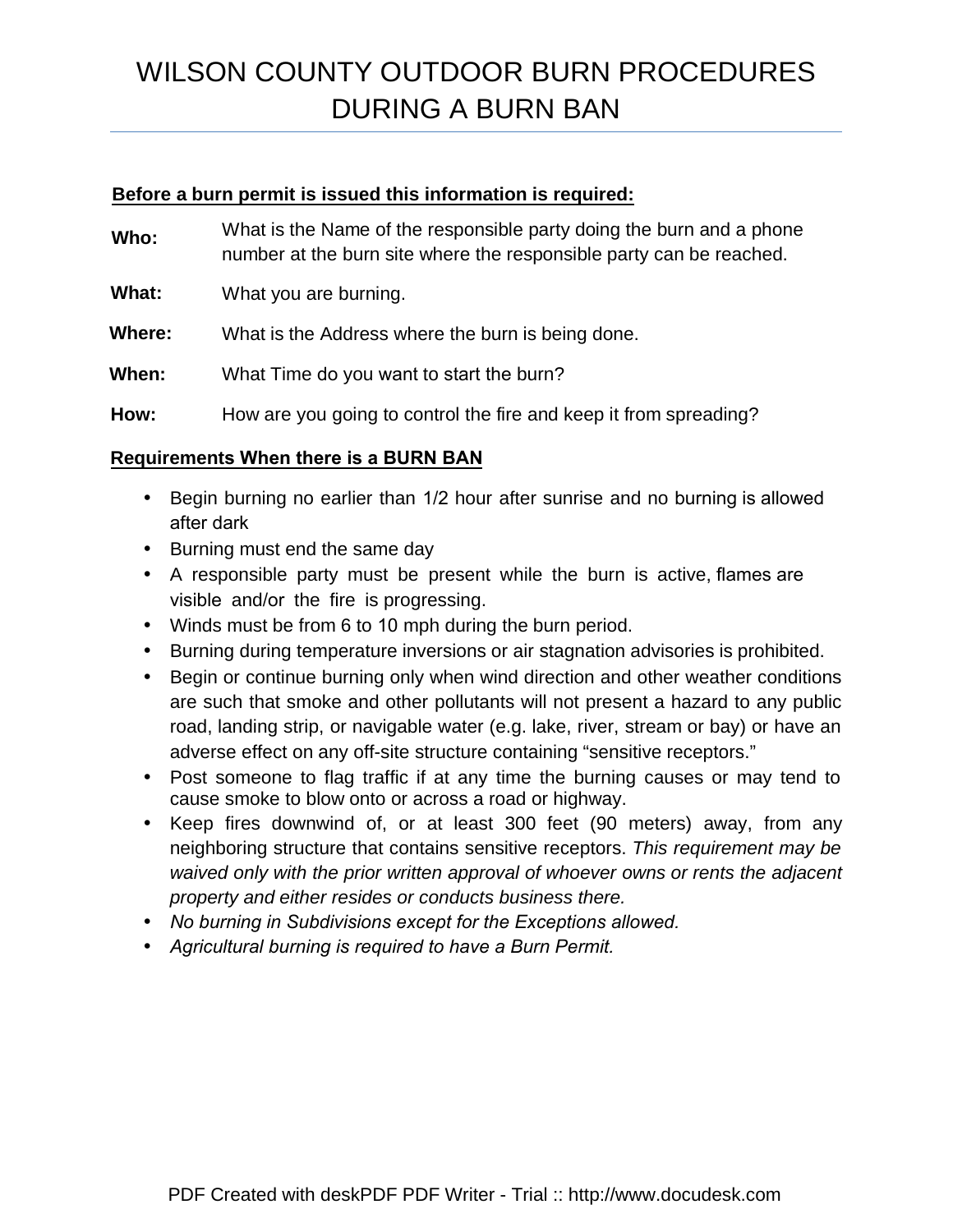# WILSON COUNTY OUTDOOR BURN PROCEDURES DURING A BURN BAN

**Before a burn permit is issued this information is required:**

**Who:** What is the Name of the responsible party doing the burn and a phone number at the burn site where the responsible party can be reached.

**What:** What you are burning.

**Where:** What is the Address where the burn is being done.

**When:** What Time do you want to start the burn?

**How:** How are you going to control the fire and keep it from spreading?

**Requirements When there is a BURN BAN**

- Begin burning no earlier than 1/2 hour after sunrise and no burning is allowed after dark
- Burning must end the same day
- A responsible party must be present while the burn is active, flames are visible and/or the fire is progressing.
- Winds must be from 6 to 10 mph during the burn period.
- Burning during temperature inversions or air stagnation advisories is prohibited.
- Begin or continue burning only when wind direction and other weather conditions are such that smoke and other pollutants will not present a hazard to any public road, landing strip, or navigable water (e.g. lake, river, stream or bay) or have an adverse effect on any off-site structure containing "sensitive receptors."
- Post someone to flag traffic if at any time the burning causes or may tend to cause smoke to blow onto or across a road or highway.
- Keep fires downwind of, or at least 300 feet (90 meters) away, from any neighboring structure that contains sensitive receptors. *This requirement may be waived only with the prior written approval of whoever owns or rents the adjacent property and either resides or conducts business there.*
- *No burning in Subdivisions except for the Exceptions allowed.*
- *Agricultural burning is required to have a Burn Permit.*